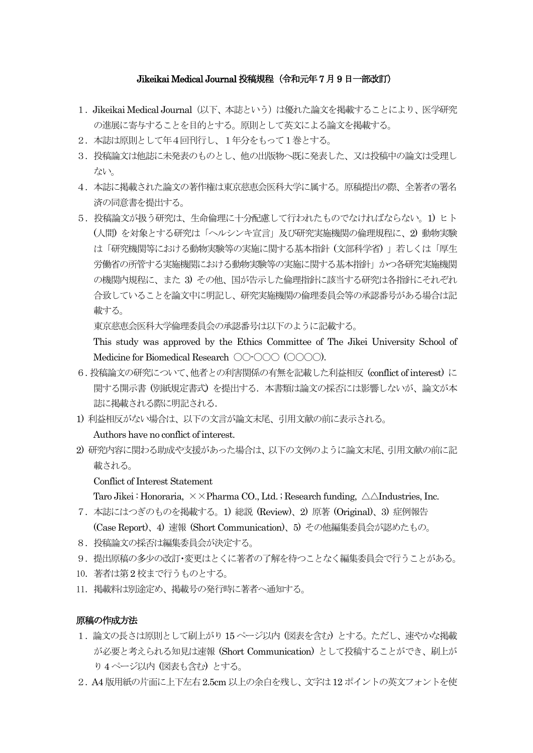# Jikeikai Medical Journal 投稿規程（令和元年７月９日一部改訂）

１．Jikeikai Medical Journal（以下、本誌という）は優れた論文を掲載することにより、医学研究の進展に寄与することを目的とする。原則として英文による論文を掲載する。

２．本誌は原則として年４回刊行し、１年分をもって１巻とする。

３．投稿論文は他誌に未発表のものとし、他の出版物へ既に発表した、又は投稿中の論文は受理しない。

４．本誌に掲載された論文の著作権は東京慈恵会医科大学に属する。原稿提出の際、全著者の署名済の同意書を提出する。

５．投稿論文が扱う研究は、生命倫理に十分配慮して行われたものでなければならない。1) ヒト (人間) を対象とする研究は「ヘルシンキ宣言」及び研究実施機関の倫理規程に、2) 動物実験は「研究機関等における動物実験等の実施に関する基本指針（文部科学省）」若しくは「厚生労働省の所管する実施機関における動物実験等の実施に関する基本指針」かつ各研究実施機関の機関内規程に、また 3) その他、国が告示した倫理指針に該当する研究は各指針にそれぞれ合致していることを論文中に明記し、研究実施機関の倫理委員会等の承認番号がある場合は記載する。

東京慈恵会医科大学倫理委員会の承認番号は以下のように記載する。

This study was approved by the Ethics Committee of The Jikei University School of Medicine for Biomedical Research ○○-○○○ (○○○○).

６．投稿論文の研究について、他者との利害関係の有無を記載した利益相反（conflict of interest）に関する開示書（別紙規定書式）を提出する．本書類は論文の採否には影響しないが、論文が本誌に掲載される際に明記される．

1) 利益相反がない場合は、以下の文言が論文末尾、引用文献の前に表示される。

Authors have no conflict of interest.

2) 研究内容に関わる助成や支援があった場合は、以下の文例のように論文末尾、引用文献の前に記載される。

Conflict of Interest Statement

Taro Jikei : Honoraria, ××Pharma CO., Ltd. ; Research funding, △△Industries, Inc.

７．本誌にはつぎのものを掲載する。1) 総説 (Review)、2) 原著 (Original)、3) 症例報告 (Case Report)、4) 速報 (Short Communication)、5) その他編集委員会が認めたもの。

８．投稿論文の採否は編集委員会が決定する。

９．提出原稿の多少の改訂･変更はとくに著者の了解を待つことなく編集委員会で行うことがある。

10. 著者は第２校まで行うものとする。

11. 掲載料は別途定め、掲載号の発行時に著者へ通知する。

## 原稿の作成方法

１．論文の長さは原則として刷上がり 15 ページ以内 (図表を含む) とする。ただし、速やかな掲載が必要と考えられる知見は速報 (Short Communication) として投稿することができ、刷上がり 4 ページ以内 (図表も含む) とする。

２．A4 版用紙の片面に上下左右 2.5cm 以上の余白を残し、文字は 12 ポイントの英文フォントを使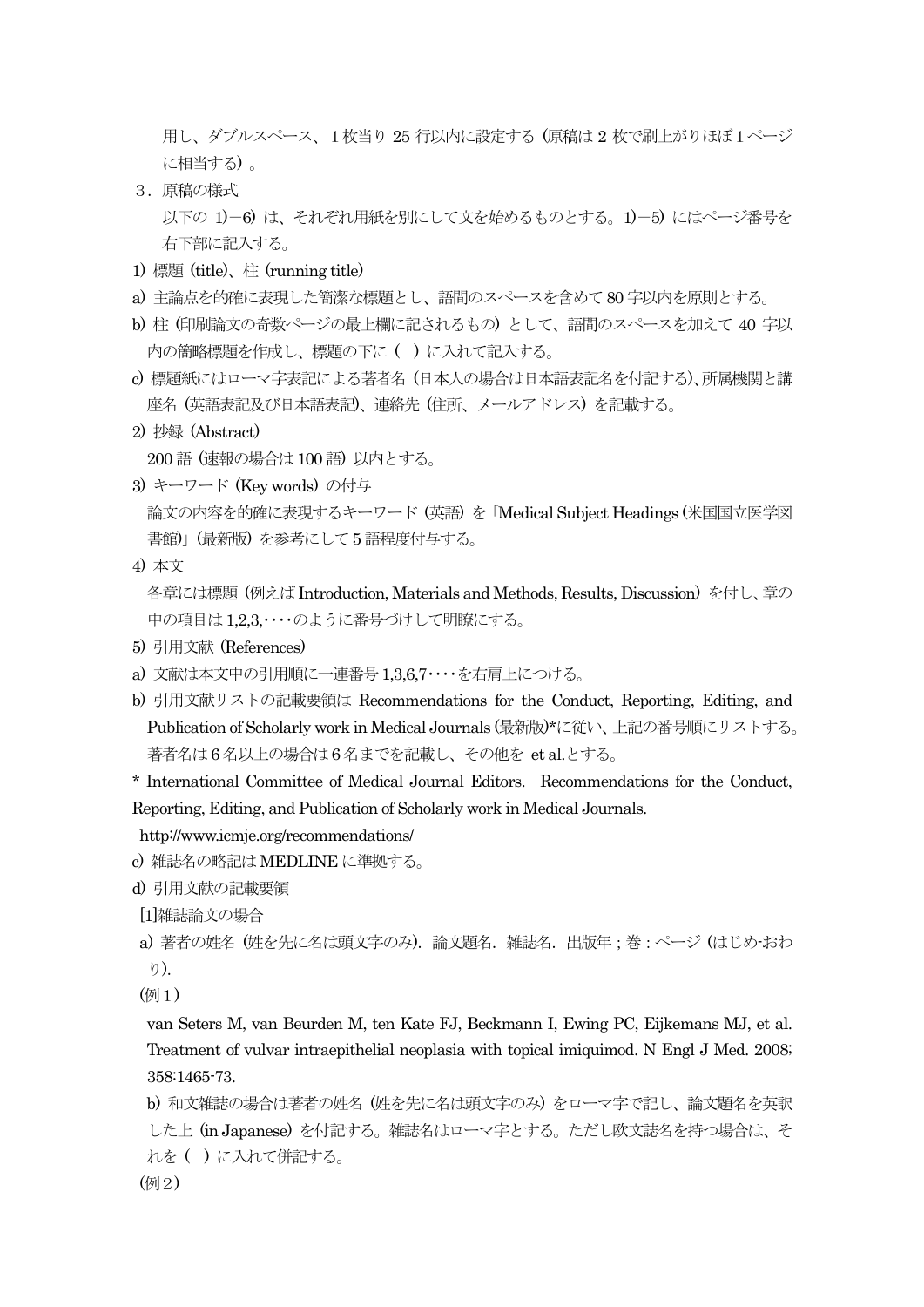用し、ダブルスペース、１枚当り 25 行以内に設定する（原稿は 2 枚で刷上がりほぼ１ページに相当する）。

３．原稿の様式

以下の 1)－6) は、それぞれ用紙を別にして文を始めるものとする。1)－5) にはページ番号を右下部に記入する。

1) 標題 (title)、柱 (running title)

a) 主論点を的確に表現した簡潔な標題とし、語間のスペースを含めて 80 字以内を原則とする。

b) 柱 (印刷論文の奇数ページの最上欄に記されるもの) として、語間のスペースを加えて 40 字以内の簡略標題を作成し、標題の下に ( ) に入れて記入する。

c) 標題紙にはローマ字表記による著者名（日本人の場合は日本語表記名を付記する)、所属機関と講座名（英語表記及び日本語表記)、連絡先（住所、メールアドレス）を記載する。

2) 抄録 (Abstract)

200 語 (速報の場合は 100 語) 以内とする。

3) キーワード (Key words) の付与

論文の内容を的確に表現するキーワード（英語）を「Medical Subject Headings (米国国立医学図書館)」(最新版) を参考にして 5 語程度付与する。

4) 本文

各章には標題（例えば Introduction, Materials and Methods, Results, Discussion）を付し、章の中の項目は 1,2,3,‥‥のように番号づけして明瞭にする。

5) 引用文献 (References)

a) 文献は本文中の引用順に一連番号 1,3,6,7‥‥を右肩上につける。

b) 引用文献リストの記載要領は Recommendations for the Conduct, Reporting, Editing, and Publication of Scholarly work in Medical Journals (最新版)*に従い、上記の番号順にリストする。著者名は 6 名以上の場合は 6 名までを記載し、その他を et al.とする。

* International Committee of Medical Journal Editors. Recommendations for the Conduct, Reporting, Editing, and Publication of Scholarly work in Medical Journals.
http://www.icmje.org/recommendations/

c) 雑誌名の略記は MEDLINE に準拠する。

d) 引用文献の記載要領

[1]雑誌論文の場合

a) 著者の姓名 (姓を先に名は頭文字のみ). 論文題名. 雑誌名. 出版年 ; 巻 : ページ (はじめ-おわり).

(例１)

van Seters M, van Beurden M, ten Kate FJ, Beckmann I, Ewing PC, Eijkemans MJ, et al. Treatment of vulvar intraepithelial neoplasia with topical imiquimod. N Engl J Med. 2008; 358:1465-73.

b) 和文雑誌の場合は著者の姓名（姓を先に名は頭文字のみ）をローマ字で記し、論文題名を英訳した上 (in Japanese) を付記する。雑誌名はローマ字とする。ただし欧文誌名を持つ場合は、それを ( ) に入れて併記する。

(例２)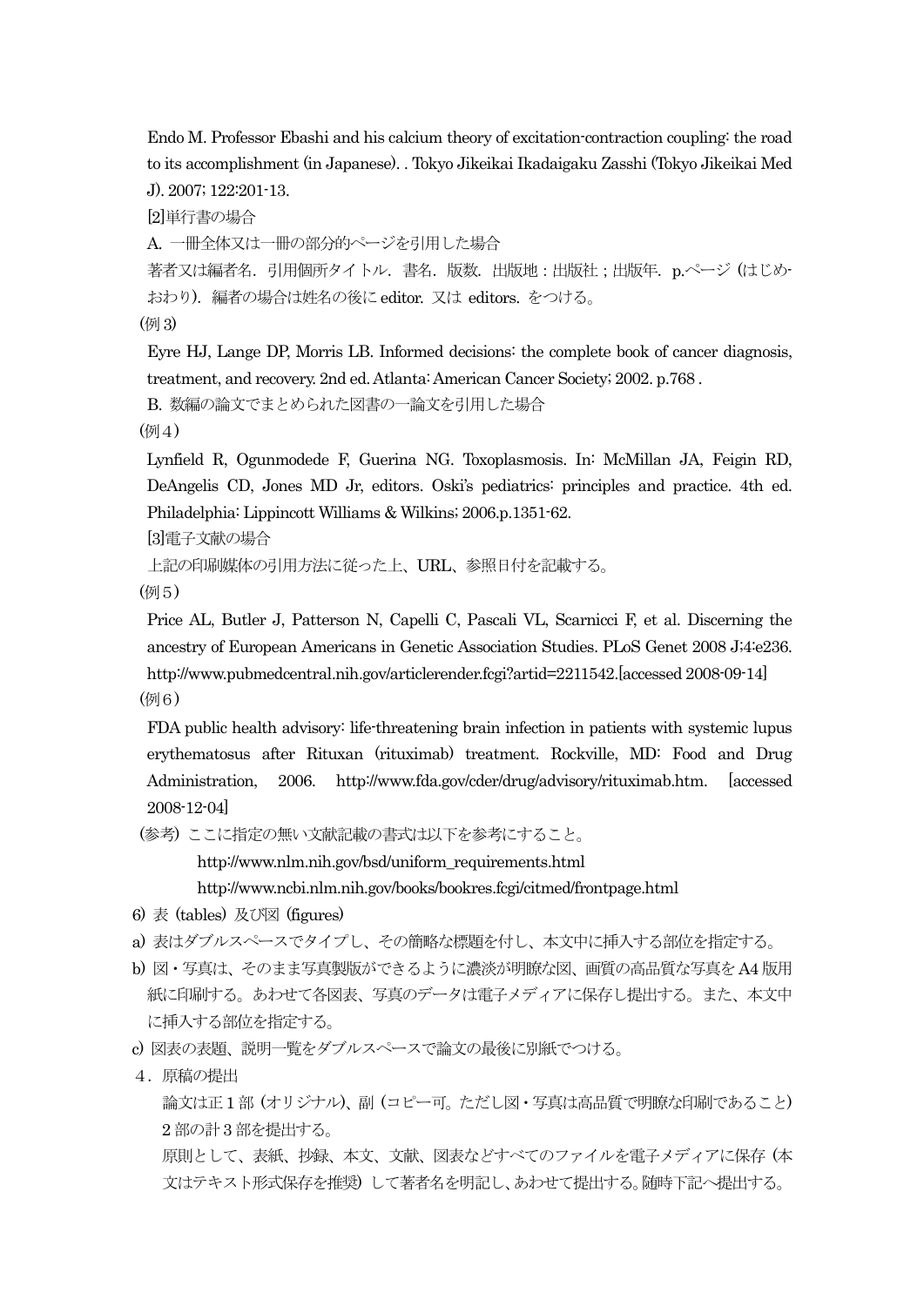Endo M. Professor Ebashi and his calcium theory of excitation-contraction coupling: the road to its accomplishment (in Japanese). . Tokyo Jikeikai Ikadaigaku Zasshi (Tokyo Jikeikai Med J). 2007; 122:201-13.

[2]単行書の場合

A. 一冊全体又は一冊の部分的ページを引用した場合

著者又は編者名. 引用個所タイトル. 書名. 版数. 出版地 : 出版社 ; 出版年. p.ページ (はじめ-おわり). 編者の場合は姓名の後に editor. 又は editors. をつける。

(例 3)

Eyre HJ, Lange DP, Morris LB. Informed decisions: the complete book of cancer diagnosis, treatment, and recovery. 2nd ed. Atlanta: American Cancer Society; 2002. p.768 .

B. 数編の論文でまとめられた図書の一論文を引用した場合

(例 4)

Lynfield R, Ogunmodede F, Guerina NG. Toxoplasmosis. In: McMillan JA, Feigin RD, DeAngelis CD, Jones MD Jr, editors. Oski's pediatrics: principles and practice. 4th ed. Philadelphia: Lippincott Williams & Wilkins; 2006.p.1351-62.

[3]電子文献の場合

上記の印刷媒体の引用方法に従った上、URL、参照日付を記載する。

(例 5)

Price AL, Butler J, Patterson N, Capelli C, Pascali VL, Scarnicci F, et al. Discerning the ancestry of European Americans in Genetic Association Studies. PLoS Genet 2008 J;4:e236. http://www.pubmedcentral.nih.gov/articlerender.fcgi?artid=2211542.[accessed 2008-09-14]

(例 6)

FDA public health advisory: life-threatening brain infection in patients with systemic lupus erythematosus after Rituxan (rituximab) treatment. Rockville, MD: Food and Drug Administration, 2006. http://www.fda.gov/cder/drug/advisory/rituximab.htm. [accessed 2008-12-04]

(参考) ここに指定の無い文献記載の書式は以下を参考にすること。

http://www.nlm.nih.gov/bsd/uniform_requirements.html

http://www.ncbi.nlm.nih.gov/books/bookres.fcgi/citmed/frontpage.html

6) 表 (tables) 及び図 (figures)

a) 表はダブルスペースでタイプし、その簡略な標題を付し、本文中に挿入する部位を指定する。

b) 図・写真は、そのまま写真製版ができるように濃淡が明瞭な図、画質の高品質な写真を A4 版用紙に印刷する。あわせて各図表、写真のデータは電子メディアに保存し提出する。また、本文中に挿入する部位を指定する。

c) 図表の表題、説明一覧をダブルスペースで論文の最後に別紙でつける。

4．原稿の提出

論文は正 1 部 (オリジナル)、副 (コピー可。ただし図・写真は高品質で明瞭な印刷であること) 2 部の計 3 部を提出する。

原則として、表紙、抄録、本文、文献、図表などすべてのファイルを電子メディアに保存 (本文はテキスト形式保存を推奨) して著者名を明記し、あわせて提出する。随時下記へ提出する。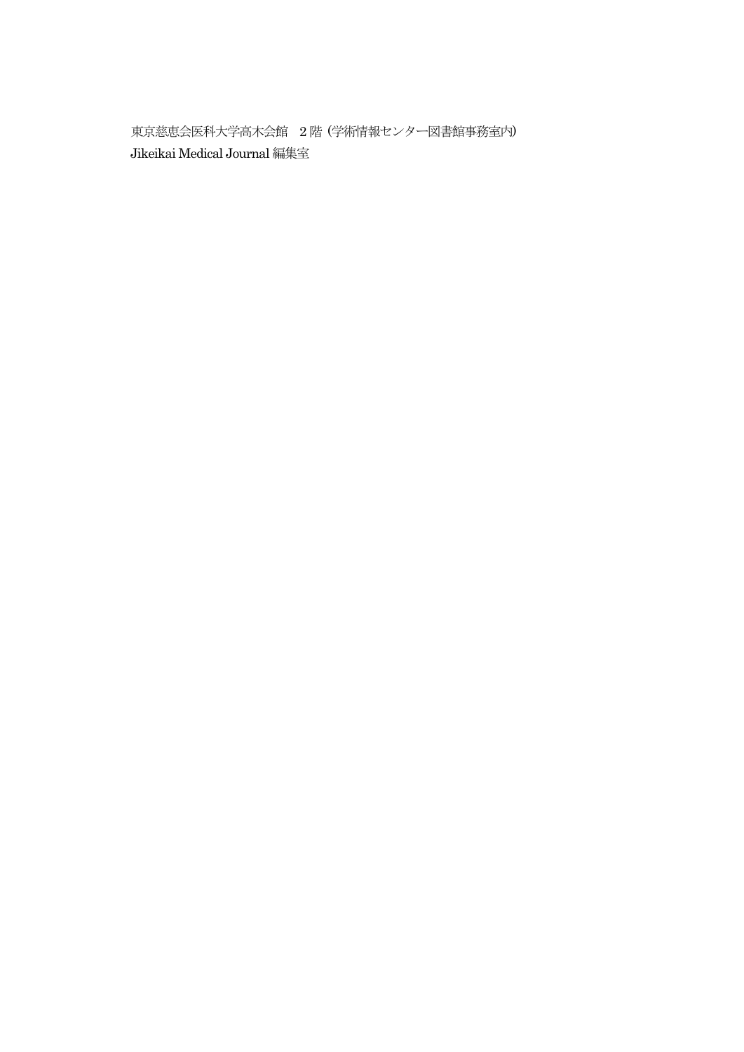東京慈恵会医科大学高木会館　2 階（学術情報センター図書館事務室内）
Jikeikai Medical Journal 編集室